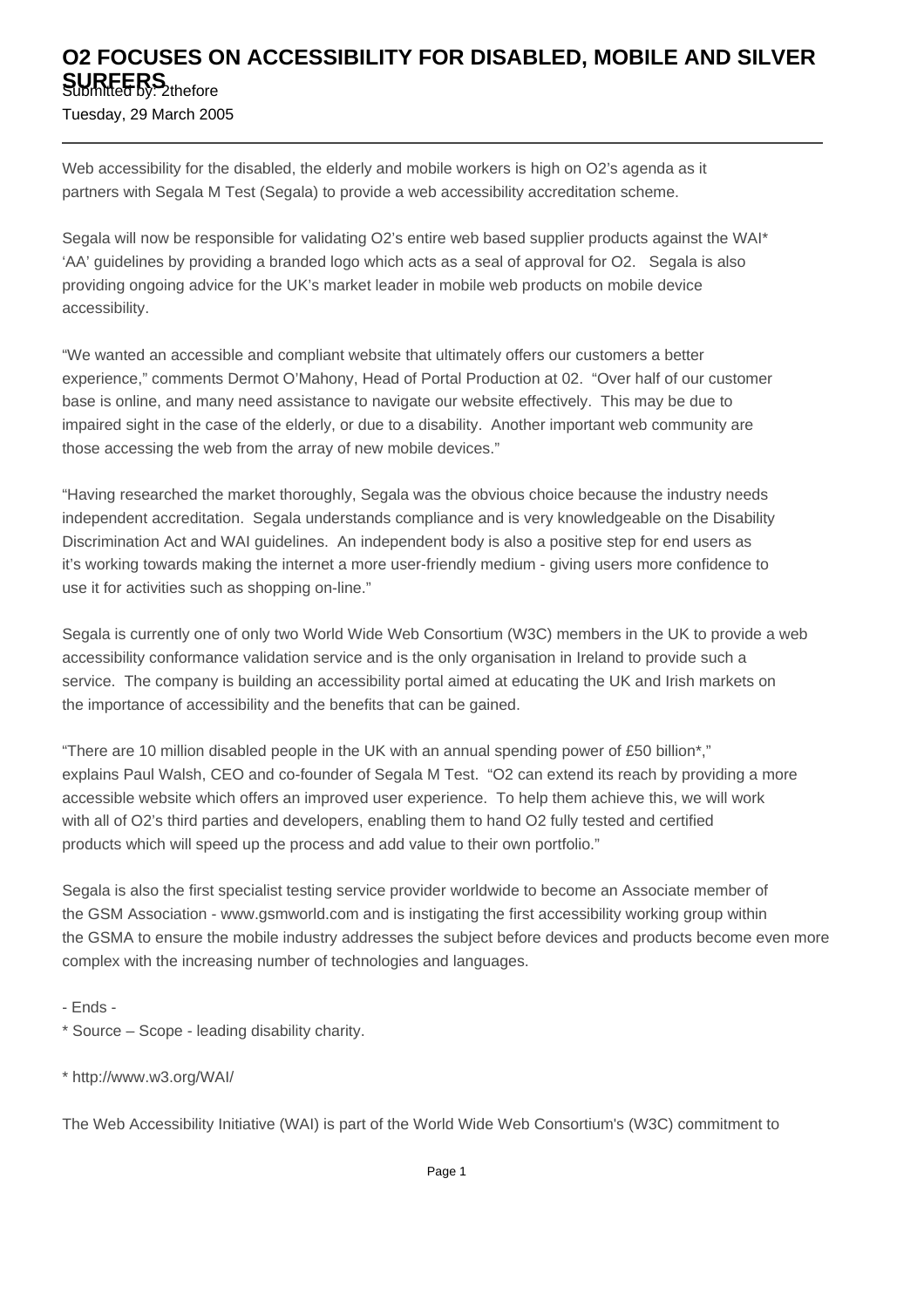# O2 FOCUSES ON ACCESSIBILITY FOR DISABLED, MOBILE AND SILVER SURFERS

Submitted by: 2thefore

Tuesday, 29 March 2005

---

Web accessibility for the disabled, the elderly and mobile workers is high on O2's agenda as it partners with Segala M Test (Segala) to provide a web accessibility accreditation scheme.

Segala will now be responsible for validating O2's entire web based supplier products against the WAI* 'AA' guidelines by providing a branded logo which acts as a seal of approval for O2. Segala is also providing ongoing advice for the UK's market leader in mobile web products on mobile device accessibility.

"We wanted an accessible and compliant website that ultimately offers our customers a better experience," comments Dermot O'Mahony, Head of Portal Production at 02. "Over half of our customer base is online, and many need assistance to navigate our website effectively. This may be due to impaired sight in the case of the elderly, or due to a disability. Another important web community are those accessing the web from the array of new mobile devices."

"Having researched the market thoroughly, Segala was the obvious choice because the industry needs independent accreditation. Segala understands compliance and is very knowledgeable on the Disability Discrimination Act and WAI guidelines. An independent body is also a positive step for end users as it's working towards making the internet a more user-friendly medium - giving users more confidence to use it for activities such as shopping on-line."

Segala is currently one of only two World Wide Web Consortium (W3C) members in the UK to provide a web accessibility conformance validation service and is the only organisation in Ireland to provide such a service. The company is building an accessibility portal aimed at educating the UK and Irish markets on the importance of accessibility and the benefits that can be gained.

"There are 10 million disabled people in the UK with an annual spending power of £50 billion*," explains Paul Walsh, CEO and co-founder of Segala M Test. "O2 can extend its reach by providing a more accessible website which offers an improved user experience. To help them achieve this, we will work with all of O2's third parties and developers, enabling them to hand O2 fully tested and certified products which will speed up the process and add value to their own portfolio."

Segala is also the first specialist testing service provider worldwide to become an Associate member of the GSM Association - www.gsmworld.com and is instigating the first accessibility working group within the GSMA to ensure the mobile industry addresses the subject before devices and products become even more complex with the increasing number of technologies and languages.

- Ends -

* Source – Scope - leading disability charity.

* http://www.w3.org/WAI/

The Web Accessibility Initiative (WAI) is part of the World Wide Web Consortium's (W3C) commitment to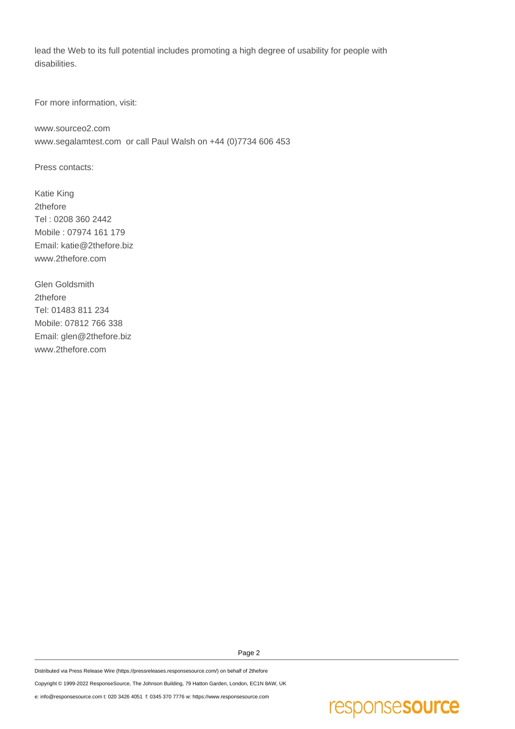lead the Web to its full potential includes promoting a high degree of usability for people with disabilities.

For more information, visit:

www.sourceo2.com
www.segalamtest.com or call Paul Walsh on +44 (0)7734 606 453

Press contacts:

Katie King
2thefore
Tel : 0208 360 2442
Mobile : 07974 161 179
Email: katie@2thefore.biz
www.2thefore.com

Glen Goldsmith
2thefore
Tel: 01483 811 234
Mobile: 07812 766 338
Email: glen@2thefore.biz
www.2thefore.com